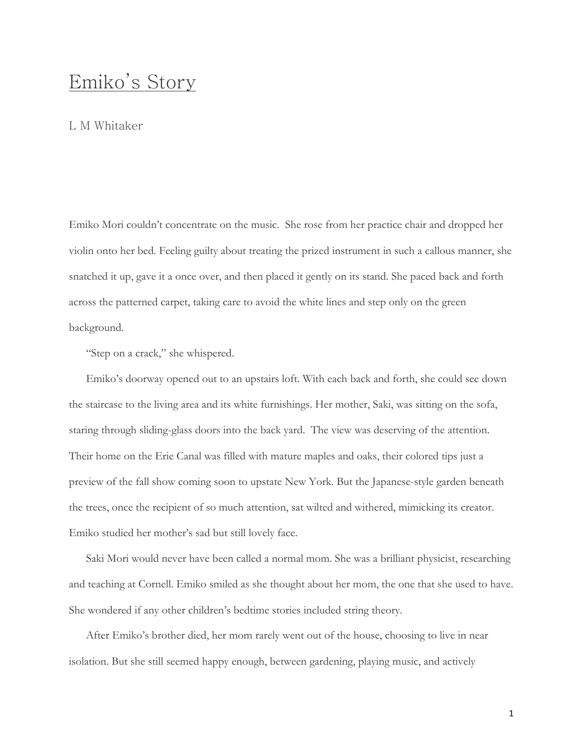# Emiko's Story

L M Whitaker

Emiko Mori couldn't concentrate on the music. She rose from her practice chair and dropped her violin onto her bed. Feeling guilty about treating the prized instrument in such a callous manner, she snatched it up, gave it a once over, and then placed it gently on its stand. She paced back and forth across the patterned carpet, taking care to avoid the white lines and step only on the green background.

"Step on a crack," she whispered.

Emiko's doorway opened out to an upstairs loft. With each back and forth, she could see down the staircase to the living area and its white furnishings. Her mother, Saki, was sitting on the sofa, staring through sliding-glass doors into the back yard. The view was deserving of the attention. Their home on the Erie Canal was filled with mature maples and oaks, their colored tips just a preview of the fall show coming soon to upstate New York. But the Japanese-style garden beneath the trees, once the recipient of so much attention, sat wilted and withered, mimicking its creator. Emiko studied her mother's sad but still lovely face.

Saki Mori would never have been called a normal mom. She was a brilliant physicist, researching and teaching at Cornell. Emiko smiled as she thought about her mom, the one that she used to have. She wondered if any other children's bedtime stories included string theory.

After Emiko's brother died, her mom rarely went out of the house, choosing to live in near isolation. But she still seemed happy enough, between gardening, playing music, and actively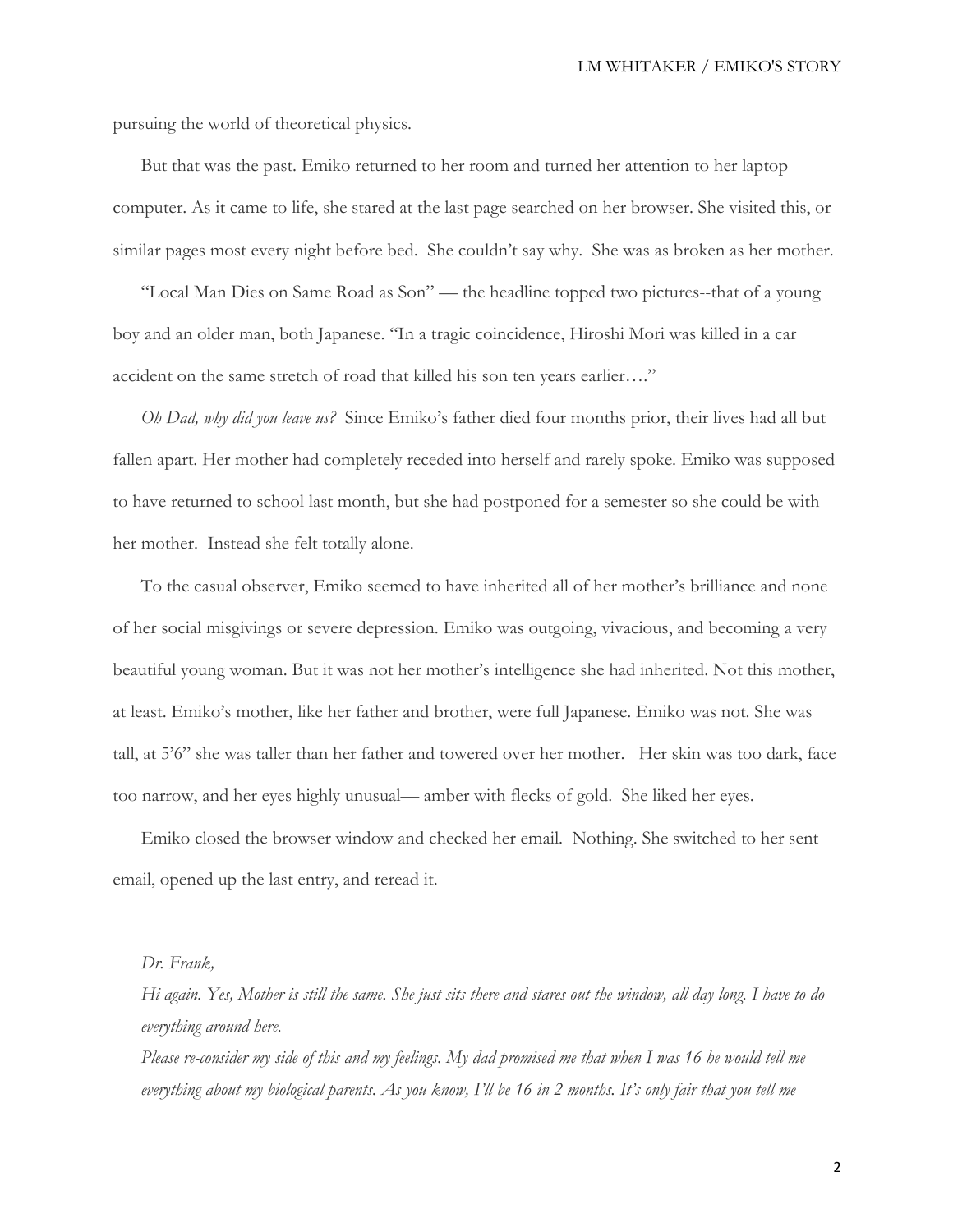pursuing the world of theoretical physics.

But that was the past. Emiko returned to her room and turned her attention to her laptop computer. As it came to life, she stared at the last page searched on her browser. She visited this, or similar pages most every night before bed. She couldn't say why. She was as broken as her mother.

"Local Man Dies on Same Road as Son" — the headline topped two pictures--that of a young boy and an older man, both Japanese. "In a tragic coincidence, Hiroshi Mori was killed in a car accident on the same stretch of road that killed his son ten years earlier…."

*Oh Dad, why did you leave us?* Since Emiko's father died four months prior, their lives had all but fallen apart. Her mother had completely receded into herself and rarely spoke. Emiko was supposed to have returned to school last month, but she had postponed for a semester so she could be with her mother. Instead she felt totally alone.

To the casual observer, Emiko seemed to have inherited all of her mother's brilliance and none of her social misgivings or severe depression. Emiko was outgoing, vivacious, and becoming a very beautiful young woman. But it was not her mother's intelligence she had inherited. Not this mother, at least. Emiko's mother, like her father and brother, were full Japanese. Emiko was not. She was tall, at 5'6" she was taller than her father and towered over her mother. Her skin was too dark, face too narrow, and her eyes highly unusual— amber with flecks of gold. She liked her eyes.

Emiko closed the browser window and checked her email. Nothing. She switched to her sent email, opened up the last entry, and reread it.

*Dr. Frank,*
*Hi again. Yes, Mother is still the same. She just sits there and stares out the window, all day long. I have to do everything around here.*
*Please re-consider my side of this and my feelings. My dad promised me that when I was 16 he would tell me everything about my biological parents. As you know, I'll be 16 in 2 months. It's only fair that you tell me*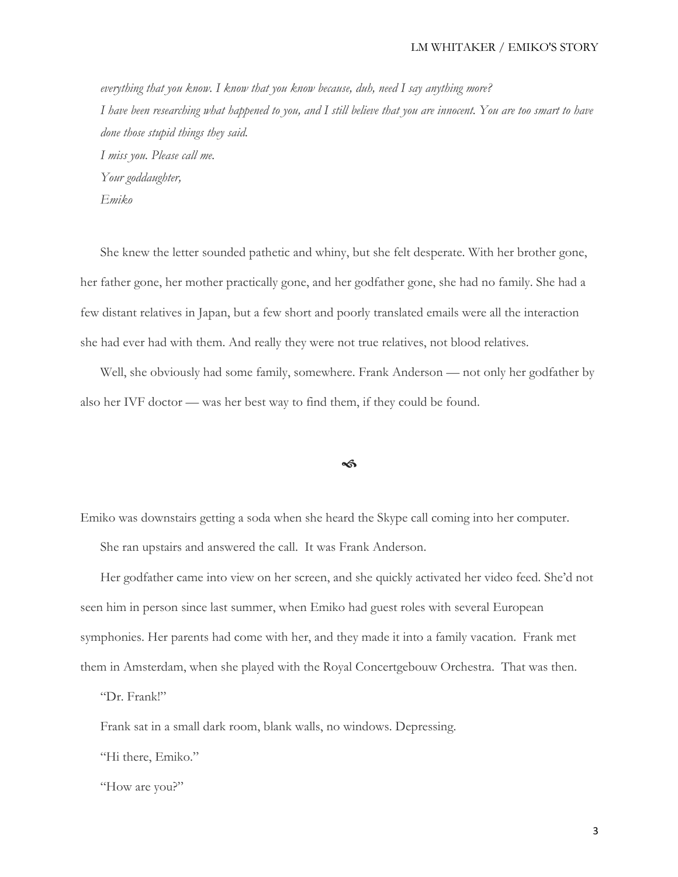*everything that you know. I know that you know because, duh, need I say anything more?*

*I have been researching what happened to you, and I still believe that you are innocent. You are too smart to have done those stupid things they said.*

*I miss you. Please call me.*

*Your goddaughter,*

*Emiko*

She knew the letter sounded pathetic and whiny, but she felt desperate. With her brother gone, her father gone, her mother practically gone, and her godfather gone, she had no family. She had a few distant relatives in Japan, but a few short and poorly translated emails were all the interaction she had ever had with them. And really they were not true relatives, not blood relatives.

Well, she obviously had some family, somewhere. Frank Anderson — not only her godfather by also her IVF doctor — was her best way to find them, if they could be found.

﻿❧

Emiko was downstairs getting a soda when she heard the Skype call coming into her computer.

She ran upstairs and answered the call. It was Frank Anderson.

Her godfather came into view on her screen, and she quickly activated her video feed. She'd not seen him in person since last summer, when Emiko had guest roles with several European symphonies. Her parents had come with her, and they made it into a family vacation. Frank met them in Amsterdam, when she played with the Royal Concertgebouw Orchestra. That was then.

"Dr. Frank!"

Frank sat in a small dark room, blank walls, no windows. Depressing.

"Hi there, Emiko."

"How are you?"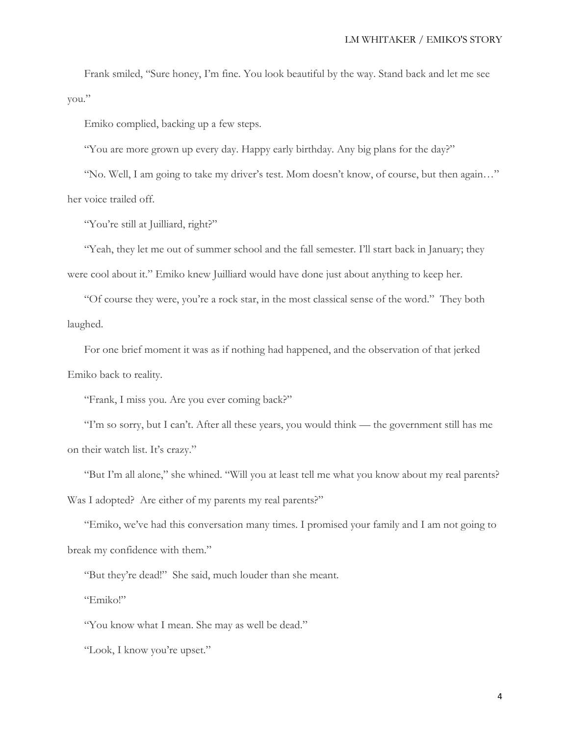Frank smiled, "Sure honey, I'm fine. You look beautiful by the way. Stand back and let me see you."

Emiko complied, backing up a few steps.

"You are more grown up every day. Happy early birthday. Any big plans for the day?"

"No. Well, I am going to take my driver's test. Mom doesn't know, of course, but then again…" her voice trailed off.

"You're still at Juilliard, right?"

"Yeah, they let me out of summer school and the fall semester. I'll start back in January; they were cool about it." Emiko knew Juilliard would have done just about anything to keep her.

"Of course they were, you're a rock star, in the most classical sense of the word." They both laughed.

For one brief moment it was as if nothing had happened, and the observation of that jerked Emiko back to reality.

"Frank, I miss you. Are you ever coming back?"

"I'm so sorry, but I can't. After all these years, you would think — the government still has me on their watch list. It's crazy."

"But I'm all alone," she whined. "Will you at least tell me what you know about my real parents? Was I adopted? Are either of my parents my real parents?"

"Emiko, we've had this conversation many times. I promised your family and I am not going to break my confidence with them."

"But they're dead!" She said, much louder than she meant.

"Emiko!"

"You know what I mean. She may as well be dead."

"Look, I know you're upset."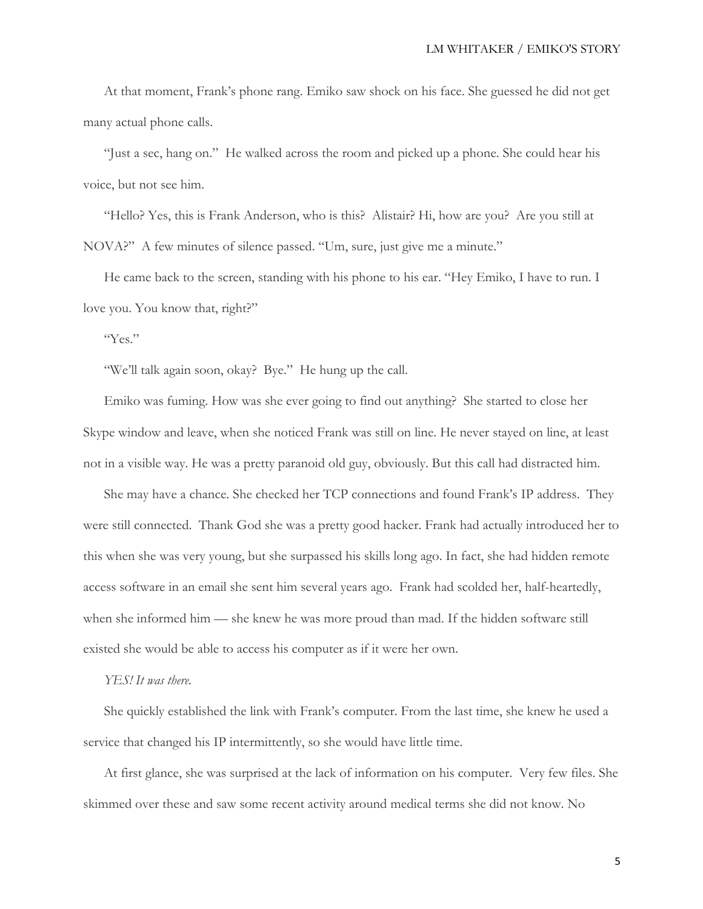At that moment, Frank's phone rang. Emiko saw shock on his face. She guessed he did not get many actual phone calls.

"Just a sec, hang on." He walked across the room and picked up a phone. She could hear his voice, but not see him.

"Hello? Yes, this is Frank Anderson, who is this? Alistair? Hi, how are you? Are you still at NOVA?" A few minutes of silence passed. "Um, sure, just give me a minute."

He came back to the screen, standing with his phone to his ear. "Hey Emiko, I have to run. I love you. You know that, right?"

"Yes."

"We'll talk again soon, okay? Bye." He hung up the call.

Emiko was fuming. How was she ever going to find out anything? She started to close her Skype window and leave, when she noticed Frank was still on line. He never stayed on line, at least not in a visible way. He was a pretty paranoid old guy, obviously. But this call had distracted him.

She may have a chance. She checked her TCP connections and found Frank's IP address. They were still connected. Thank God she was a pretty good hacker. Frank had actually introduced her to this when she was very young, but she surpassed his skills long ago. In fact, she had hidden remote access software in an email she sent him several years ago. Frank had scolded her, half-heartedly, when she informed him — she knew he was more proud than mad. If the hidden software still existed she would be able to access his computer as if it were her own.

*YES! It was there.*

She quickly established the link with Frank's computer. From the last time, she knew he used a service that changed his IP intermittently, so she would have little time.

At first glance, she was surprised at the lack of information on his computer. Very few files. She skimmed over these and saw some recent activity around medical terms she did not know. No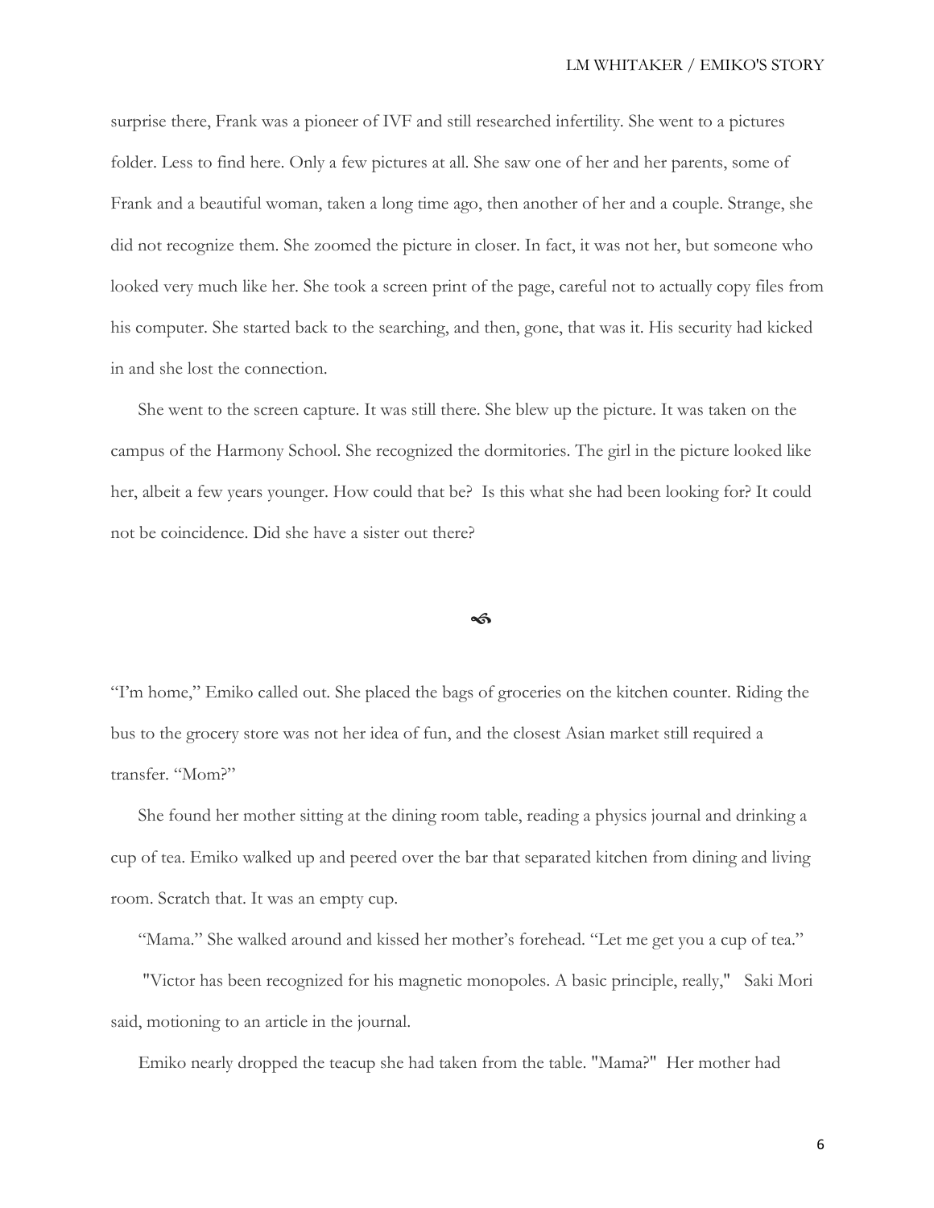surprise there, Frank was a pioneer of IVF and still researched infertility. She went to a pictures folder. Less to find here. Only a few pictures at all. She saw one of her and her parents, some of Frank and a beautiful woman, taken a long time ago, then another of her and a couple. Strange, she did not recognize them. She zoomed the picture in closer. In fact, it was not her, but someone who looked very much like her. She took a screen print of the page, careful not to actually copy files from his computer. She started back to the searching, and then, gone, that was it. His security had kicked in and she lost the connection.

She went to the screen capture. It was still there. She blew up the picture. It was taken on the campus of the Harmony School. She recognized the dormitories. The girl in the picture looked like her, albeit a few years younger. How could that be? Is this what she had been looking for? It could not be coincidence. Did she have a sister out there?

ര

"I'm home," Emiko called out. She placed the bags of groceries on the kitchen counter. Riding the bus to the grocery store was not her idea of fun, and the closest Asian market still required a transfer. "Mom?"

She found her mother sitting at the dining room table, reading a physics journal and drinking a cup of tea. Emiko walked up and peered over the bar that separated kitchen from dining and living room. Scratch that. It was an empty cup.

"Mama." She walked around and kissed her mother's forehead. "Let me get you a cup of tea."

"Victor has been recognized for his magnetic monopoles. A basic principle, really," Saki Mori said, motioning to an article in the journal.

Emiko nearly dropped the teacup she had taken from the table. "Mama?" Her mother had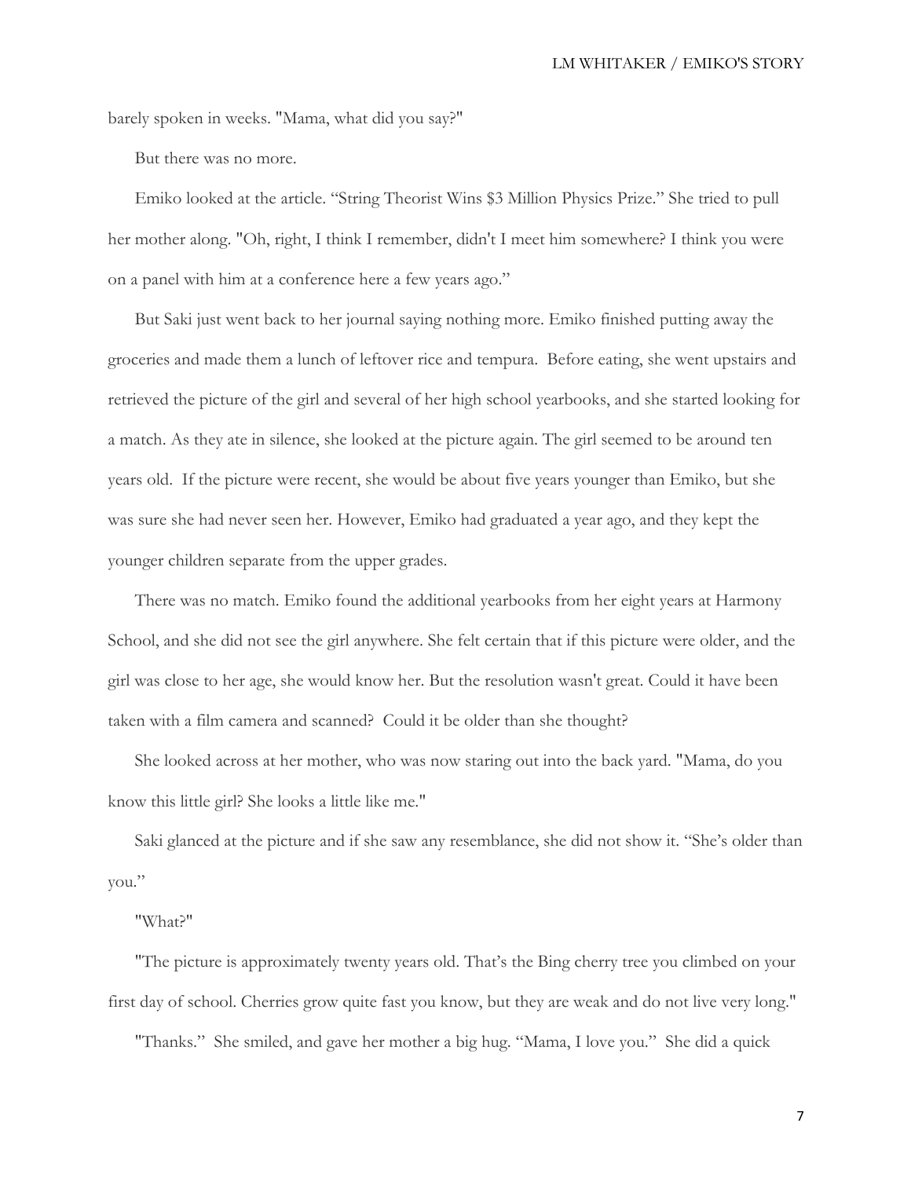barely spoken in weeks. "Mama, what did you say?"

But there was no more.

Emiko looked at the article. "String Theorist Wins $3 Million Physics Prize." She tried to pull her mother along. "Oh, right, I think I remember, didn't I meet him somewhere? I think you were on a panel with him at a conference here a few years ago."

But Saki just went back to her journal saying nothing more. Emiko finished putting away the groceries and made them a lunch of leftover rice and tempura. Before eating, she went upstairs and retrieved the picture of the girl and several of her high school yearbooks, and she started looking for a match. As they ate in silence, she looked at the picture again. The girl seemed to be around ten years old. If the picture were recent, she would be about five years younger than Emiko, but she was sure she had never seen her. However, Emiko had graduated a year ago, and they kept the younger children separate from the upper grades.

There was no match. Emiko found the additional yearbooks from her eight years at Harmony School, and she did not see the girl anywhere. She felt certain that if this picture were older, and the girl was close to her age, she would know her. But the resolution wasn't great. Could it have been taken with a film camera and scanned? Could it be older than she thought?

She looked across at her mother, who was now staring out into the back yard. "Mama, do you know this little girl? She looks a little like me."

Saki glanced at the picture and if she saw any resemblance, she did not show it. "She's older than you."

"What?"

"The picture is approximately twenty years old. That's the Bing cherry tree you climbed on your first day of school. Cherries grow quite fast you know, but they are weak and do not live very long."

"Thanks." She smiled, and gave her mother a big hug. "Mama, I love you." She did a quick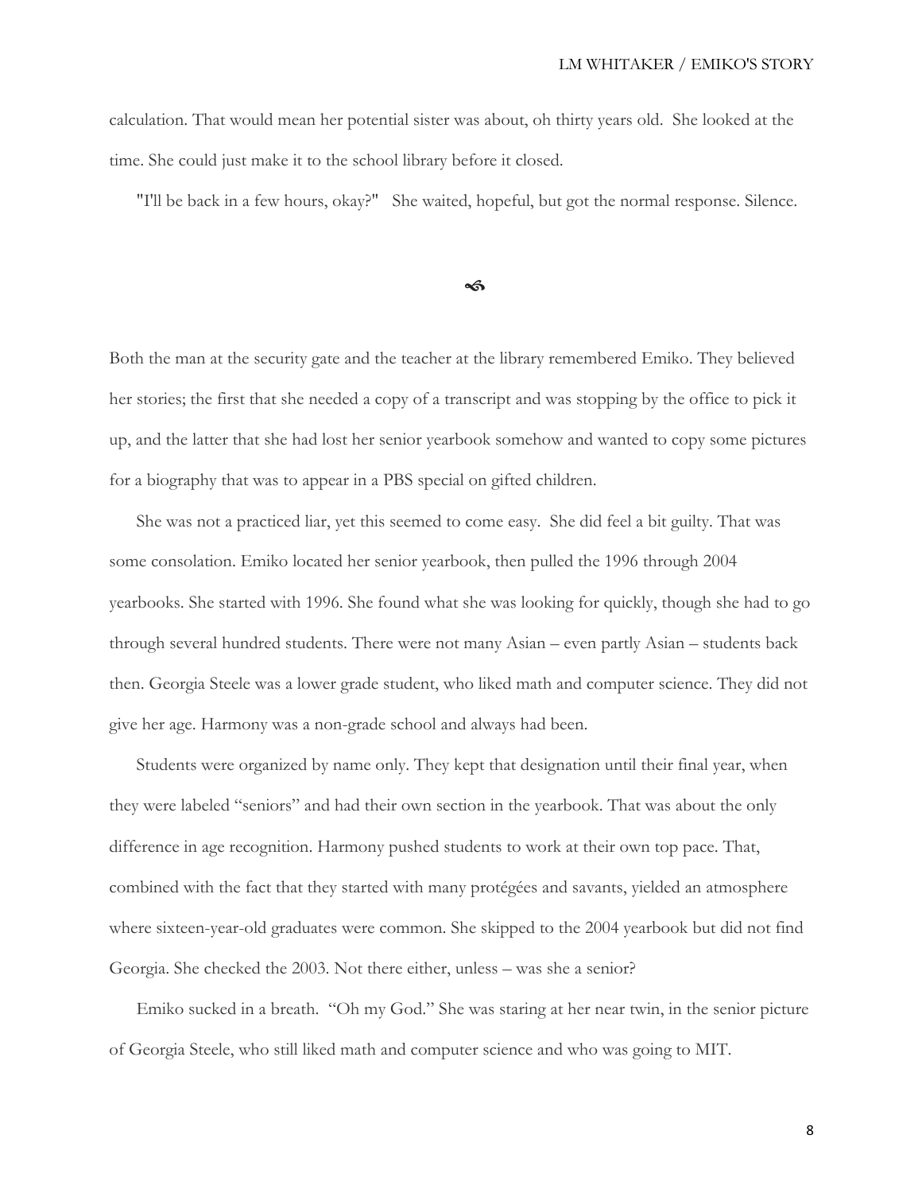calculation. That would mean her potential sister was about, oh thirty years old. She looked at the time. She could just make it to the school library before it closed.

"I'll be back in a few hours, okay?" She waited, hopeful, but got the normal response. Silence.

☙

Both the man at the security gate and the teacher at the library remembered Emiko. They believed her stories; the first that she needed a copy of a transcript and was stopping by the office to pick it up, and the latter that she had lost her senior yearbook somehow and wanted to copy some pictures for a biography that was to appear in a PBS special on gifted children.

She was not a practiced liar, yet this seemed to come easy. She did feel a bit guilty. That was some consolation. Emiko located her senior yearbook, then pulled the 1996 through 2004 yearbooks. She started with 1996. She found what she was looking for quickly, though she had to go through several hundred students. There were not many Asian – even partly Asian – students back then. Georgia Steele was a lower grade student, who liked math and computer science. They did not give her age. Harmony was a non-grade school and always had been.

Students were organized by name only. They kept that designation until their final year, when they were labeled "seniors" and had their own section in the yearbook. That was about the only difference in age recognition. Harmony pushed students to work at their own top pace. That, combined with the fact that they started with many protégées and savants, yielded an atmosphere where sixteen-year-old graduates were common. She skipped to the 2004 yearbook but did not find Georgia. She checked the 2003. Not there either, unless – was she a senior?

Emiko sucked in a breath. "Oh my God." She was staring at her near twin, in the senior picture of Georgia Steele, who still liked math and computer science and who was going to MIT.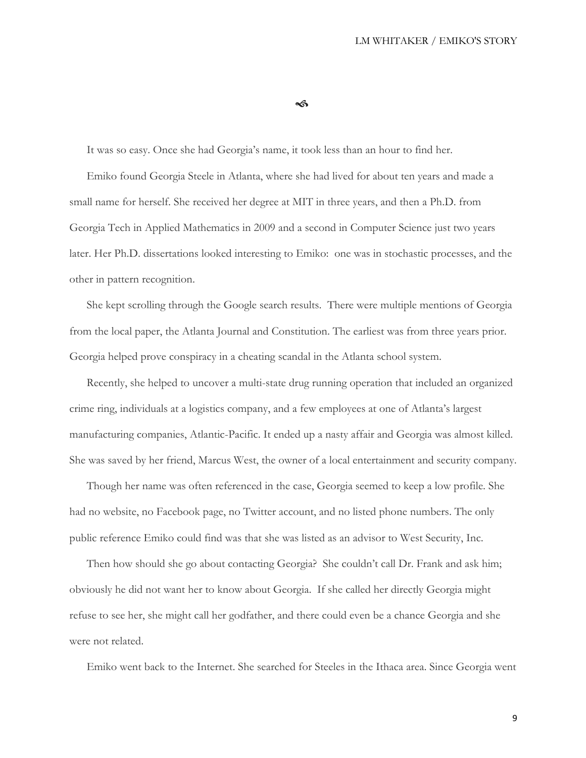࿐

It was so easy. Once she had Georgia's name, it took less than an hour to find her.

Emiko found Georgia Steele in Atlanta, where she had lived for about ten years and made a small name for herself. She received her degree at MIT in three years, and then a Ph.D. from Georgia Tech in Applied Mathematics in 2009 and a second in Computer Science just two years later. Her Ph.D. dissertations looked interesting to Emiko: one was in stochastic processes, and the other in pattern recognition.

She kept scrolling through the Google search results. There were multiple mentions of Georgia from the local paper, the Atlanta Journal and Constitution. The earliest was from three years prior. Georgia helped prove conspiracy in a cheating scandal in the Atlanta school system.

Recently, she helped to uncover a multi-state drug running operation that included an organized crime ring, individuals at a logistics company, and a few employees at one of Atlanta's largest manufacturing companies, Atlantic-Pacific. It ended up a nasty affair and Georgia was almost killed. She was saved by her friend, Marcus West, the owner of a local entertainment and security company.

Though her name was often referenced in the case, Georgia seemed to keep a low profile. She had no website, no Facebook page, no Twitter account, and no listed phone numbers. The only public reference Emiko could find was that she was listed as an advisor to West Security, Inc.

Then how should she go about contacting Georgia? She couldn't call Dr. Frank and ask him; obviously he did not want her to know about Georgia. If she called her directly Georgia might refuse to see her, she might call her godfather, and there could even be a chance Georgia and she were not related.

Emiko went back to the Internet. She searched for Steeles in the Ithaca area. Since Georgia went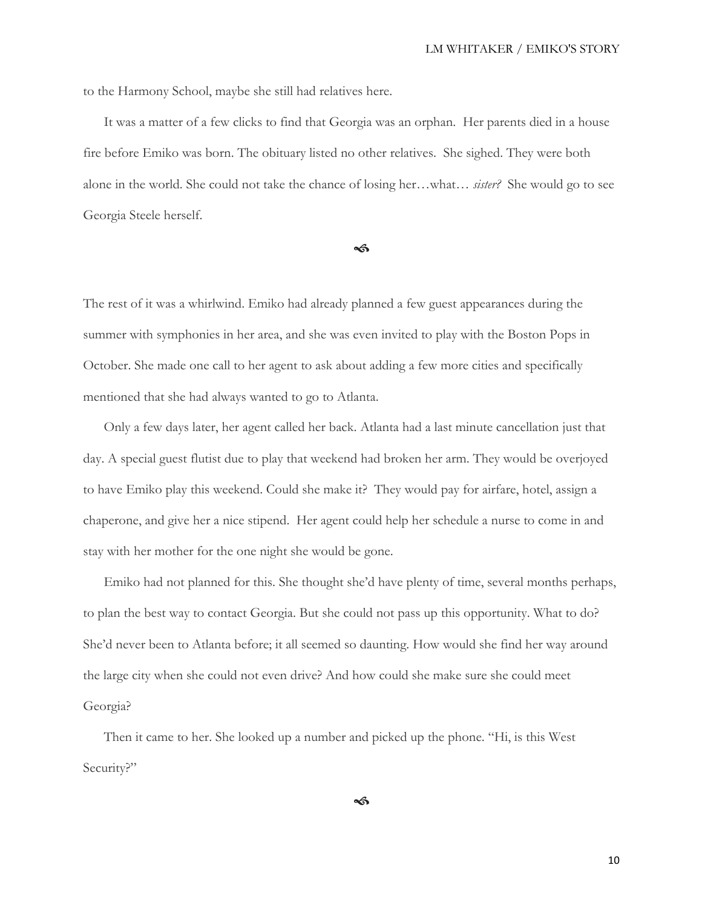to the Harmony School, maybe she still had relatives here.

It was a matter of a few clicks to find that Georgia was an orphan. Her parents died in a house fire before Emiko was born. The obituary listed no other relatives. She sighed. They were both alone in the world. She could not take the chance of losing her…what… *sister?* She would go to see Georgia Steele herself.

෴

The rest of it was a whirlwind. Emiko had already planned a few guest appearances during the summer with symphonies in her area, and she was even invited to play with the Boston Pops in October. She made one call to her agent to ask about adding a few more cities and specifically mentioned that she had always wanted to go to Atlanta.

Only a few days later, her agent called her back. Atlanta had a last minute cancellation just that day. A special guest flutist due to play that weekend had broken her arm. They would be overjoyed to have Emiko play this weekend. Could she make it? They would pay for airfare, hotel, assign a chaperone, and give her a nice stipend. Her agent could help her schedule a nurse to come in and stay with her mother for the one night she would be gone.

Emiko had not planned for this. She thought she'd have plenty of time, several months perhaps, to plan the best way to contact Georgia. But she could not pass up this opportunity. What to do? She'd never been to Atlanta before; it all seemed so daunting. How would she find her way around the large city when she could not even drive? And how could she make sure she could meet Georgia?

Then it came to her. She looked up a number and picked up the phone. "Hi, is this West Security?"

෴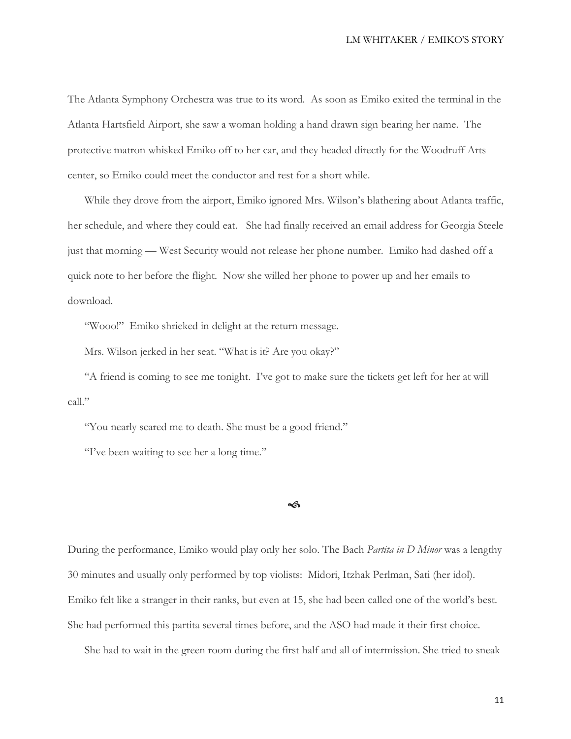The Atlanta Symphony Orchestra was true to its word. As soon as Emiko exited the terminal in the Atlanta Hartsfield Airport, she saw a woman holding a hand drawn sign bearing her name. The protective matron whisked Emiko off to her car, and they headed directly for the Woodruff Arts center, so Emiko could meet the conductor and rest for a short while.

While they drove from the airport, Emiko ignored Mrs. Wilson's blathering about Atlanta traffic, her schedule, and where they could eat. She had finally received an email address for Georgia Steele just that morning — West Security would not release her phone number. Emiko had dashed off a quick note to her before the flight. Now she willed her phone to power up and her emails to download.

"Wooo!" Emiko shrieked in delight at the return message.

Mrs. Wilson jerked in her seat. "What is it? Are you okay?"

"A friend is coming to see me tonight. I've got to make sure the tickets get left for her at will call."

"You nearly scared me to death. She must be a good friend."

"I've been waiting to see her a long time."

ళ

During the performance, Emiko would play only her solo. The Bach *Partita in D Minor* was a lengthy 30 minutes and usually only performed by top violists: Midori, Itzhak Perlman, Sati (her idol). Emiko felt like a stranger in their ranks, but even at 15, she had been called one of the world's best. She had performed this partita several times before, and the ASO had made it their first choice.

She had to wait in the green room during the first half and all of intermission. She tried to sneak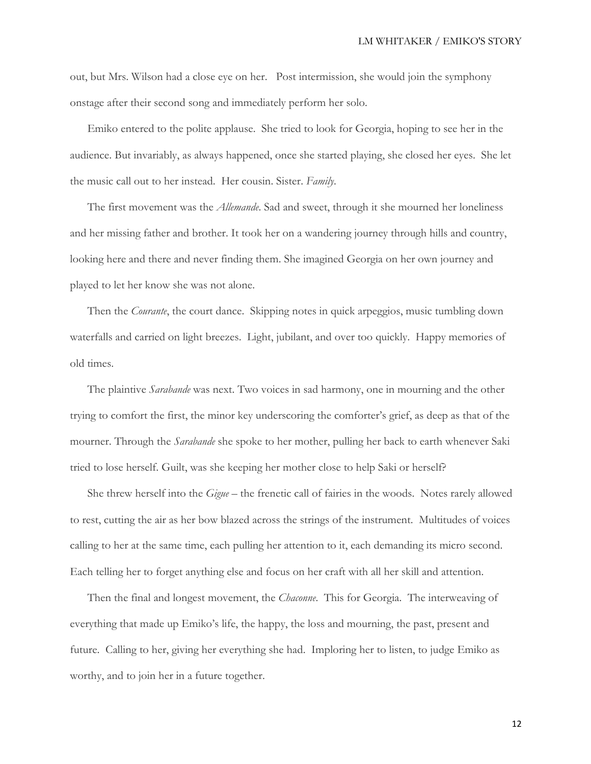out, but Mrs. Wilson had a close eye on her. Post intermission, she would join the symphony onstage after their second song and immediately perform her solo.

Emiko entered to the polite applause. She tried to look for Georgia, hoping to see her in the audience. But invariably, as always happened, once she started playing, she closed her eyes. She let the music call out to her instead. Her cousin. Sister. *Family.*

The first movement was the *Allemande*. Sad and sweet, through it she mourned her loneliness and her missing father and brother. It took her on a wandering journey through hills and country, looking here and there and never finding them. She imagined Georgia on her own journey and played to let her know she was not alone.

Then the *Courante*, the court dance. Skipping notes in quick arpeggios, music tumbling down waterfalls and carried on light breezes. Light, jubilant, and over too quickly. Happy memories of old times.

The plaintive *Sarabande* was next. Two voices in sad harmony, one in mourning and the other trying to comfort the first, the minor key underscoring the comforter's grief, as deep as that of the mourner. Through the *Sarabande* she spoke to her mother, pulling her back to earth whenever Saki tried to lose herself. Guilt, was she keeping her mother close to help Saki or herself?

She threw herself into the *Gigue* – the frenetic call of fairies in the woods. Notes rarely allowed to rest, cutting the air as her bow blazed across the strings of the instrument. Multitudes of voices calling to her at the same time, each pulling her attention to it, each demanding its micro second. Each telling her to forget anything else and focus on her craft with all her skill and attention.

Then the final and longest movement, the *Chaconne*. This for Georgia. The interweaving of everything that made up Emiko's life, the happy, the loss and mourning, the past, present and future. Calling to her, giving her everything she had. Imploring her to listen, to judge Emiko as worthy, and to join her in a future together.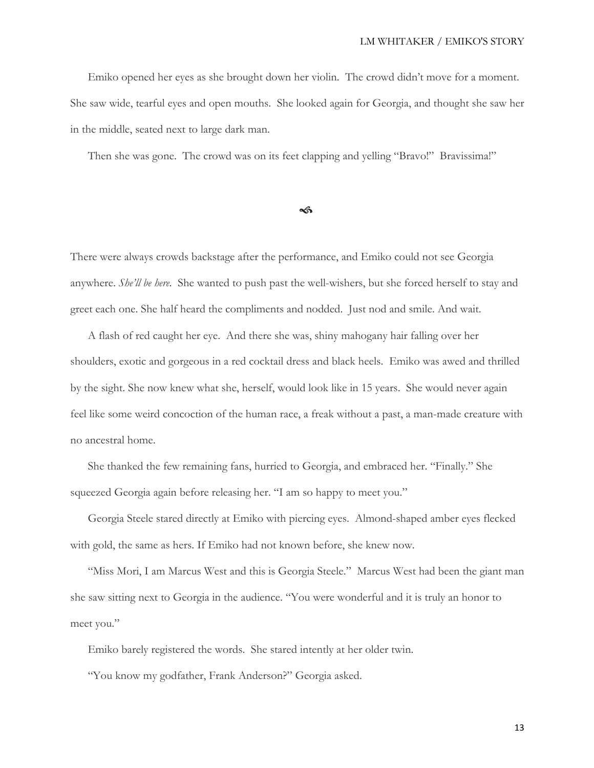Emiko opened her eyes as she brought down her violin. The crowd didn't move for a moment. She saw wide, tearful eyes and open mouths. She looked again for Georgia, and thought she saw her in the middle, seated next to large dark man.

Then she was gone. The crowd was on its feet clapping and yelling "Bravo!" Bravissima!"

☙

There were always crowds backstage after the performance, and Emiko could not see Georgia anywhere. *She'll be here.* She wanted to push past the well-wishers, but she forced herself to stay and greet each one. She half heard the compliments and nodded. Just nod and smile. And wait.

A flash of red caught her eye. And there she was, shiny mahogany hair falling over her shoulders, exotic and gorgeous in a red cocktail dress and black heels. Emiko was awed and thrilled by the sight. She now knew what she, herself, would look like in 15 years. She would never again feel like some weird concoction of the human race, a freak without a past, a man-made creature with no ancestral home.

She thanked the few remaining fans, hurried to Georgia, and embraced her. "Finally." She squeezed Georgia again before releasing her. "I am so happy to meet you."

Georgia Steele stared directly at Emiko with piercing eyes. Almond-shaped amber eyes flecked with gold, the same as hers. If Emiko had not known before, she knew now.

"Miss Mori, I am Marcus West and this is Georgia Steele." Marcus West had been the giant man she saw sitting next to Georgia in the audience. "You were wonderful and it is truly an honor to meet you."

Emiko barely registered the words. She stared intently at her older twin.

"You know my godfather, Frank Anderson?" Georgia asked.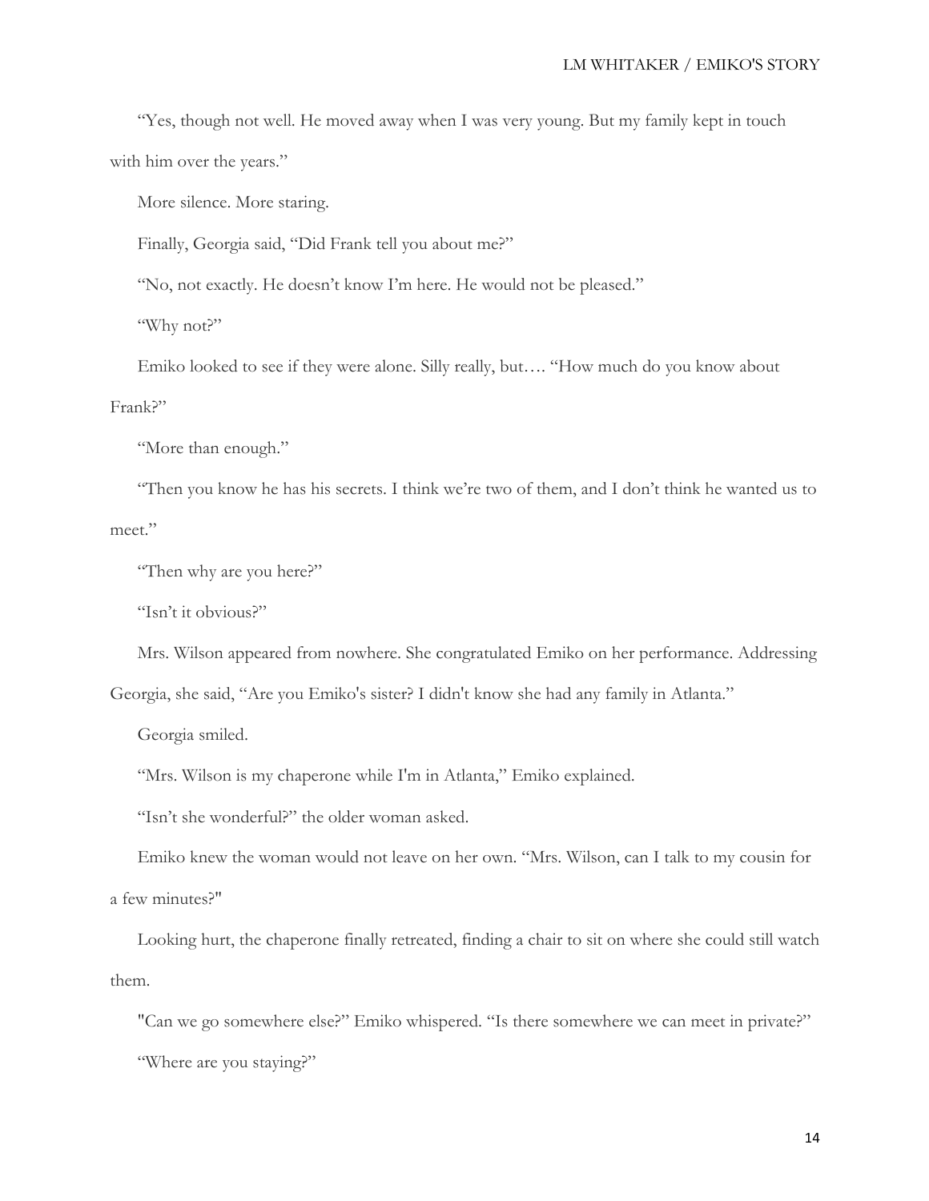"Yes, though not well. He moved away when I was very young. But my family kept in touch with him over the years."

More silence. More staring.

Finally, Georgia said, "Did Frank tell you about me?"

"No, not exactly. He doesn't know I'm here. He would not be pleased."

"Why not?"

Emiko looked to see if they were alone. Silly really, but…. "How much do you know about Frank?"

"More than enough."

"Then you know he has his secrets. I think we're two of them, and I don't think he wanted us to meet."

"Then why are you here?"

"Isn't it obvious?"

Mrs. Wilson appeared from nowhere. She congratulated Emiko on her performance. Addressing Georgia, she said, "Are you Emiko's sister? I didn't know she had any family in Atlanta."

Georgia smiled.

"Mrs. Wilson is my chaperone while I'm in Atlanta," Emiko explained.

"Isn't she wonderful?" the older woman asked.

Emiko knew the woman would not leave on her own. "Mrs. Wilson, can I talk to my cousin for a few minutes?"

Looking hurt, the chaperone finally retreated, finding a chair to sit on where she could still watch them.

"Can we go somewhere else?" Emiko whispered. "Is there somewhere we can meet in private?"

"Where are you staying?"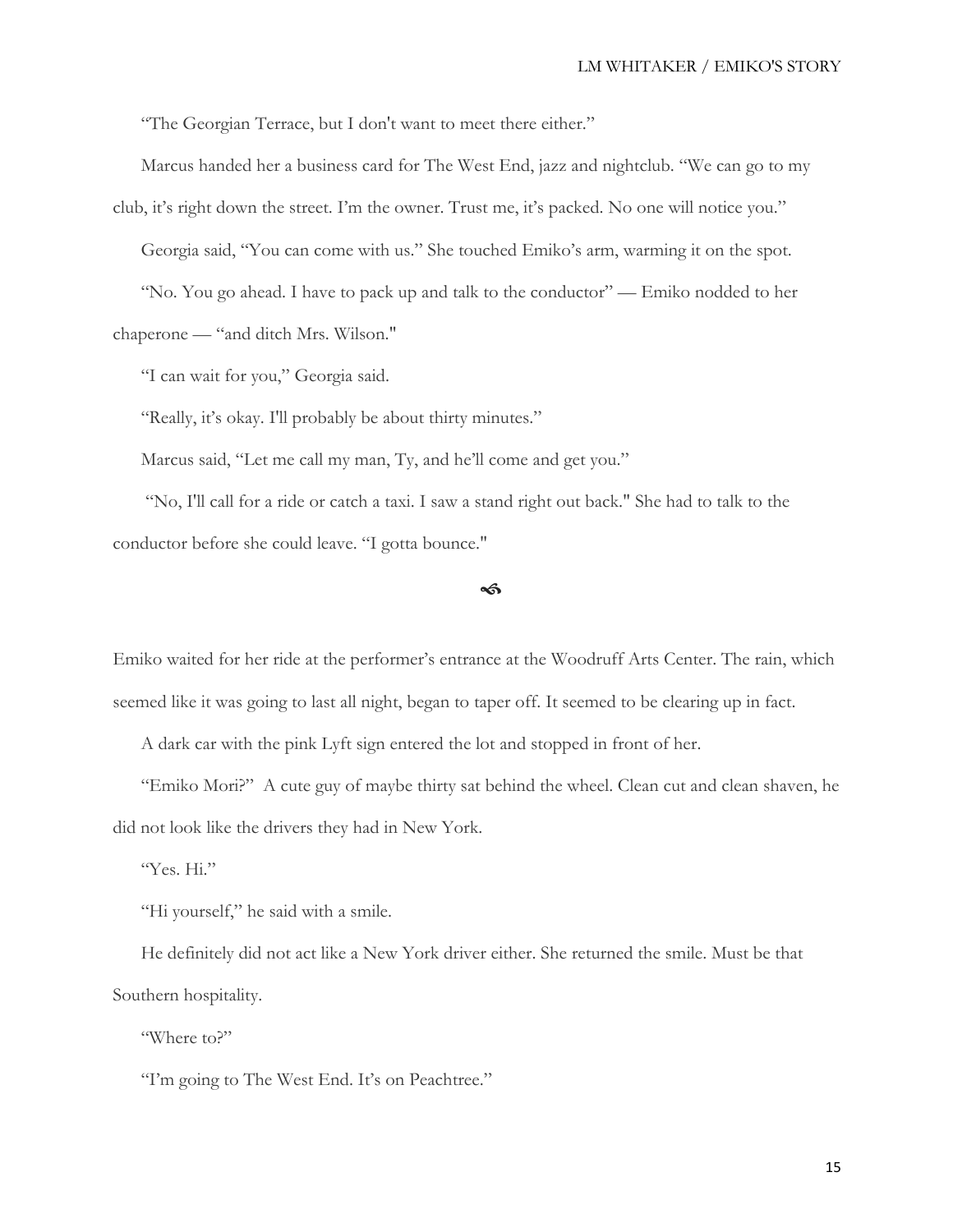"The Georgian Terrace, but I don't want to meet there either."

Marcus handed her a business card for The West End, jazz and nightclub. "We can go to my club, it's right down the street. I'm the owner. Trust me, it's packed. No one will notice you."

Georgia said, "You can come with us." She touched Emiko's arm, warming it on the spot.

"No. You go ahead. I have to pack up and talk to the conductor" — Emiko nodded to her chaperone — "and ditch Mrs. Wilson."

"I can wait for you," Georgia said.

"Really, it's okay. I'll probably be about thirty minutes."

Marcus said, "Let me call my man, Ty, and he'll come and get you."

"No, I'll call for a ride or catch a taxi. I saw a stand right out back." She had to talk to the conductor before she could leave. "I gotta bounce."

ଓ

Emiko waited for her ride at the performer's entrance at the Woodruff Arts Center. The rain, which seemed like it was going to last all night, began to taper off. It seemed to be clearing up in fact.

A dark car with the pink Lyft sign entered the lot and stopped in front of her.

"Emiko Mori?" A cute guy of maybe thirty sat behind the wheel. Clean cut and clean shaven, he did not look like the drivers they had in New York.

"Yes. Hi."

"Hi yourself," he said with a smile.

He definitely did not act like a New York driver either. She returned the smile. Must be that Southern hospitality.

"Where to?"

"I'm going to The West End. It's on Peachtree."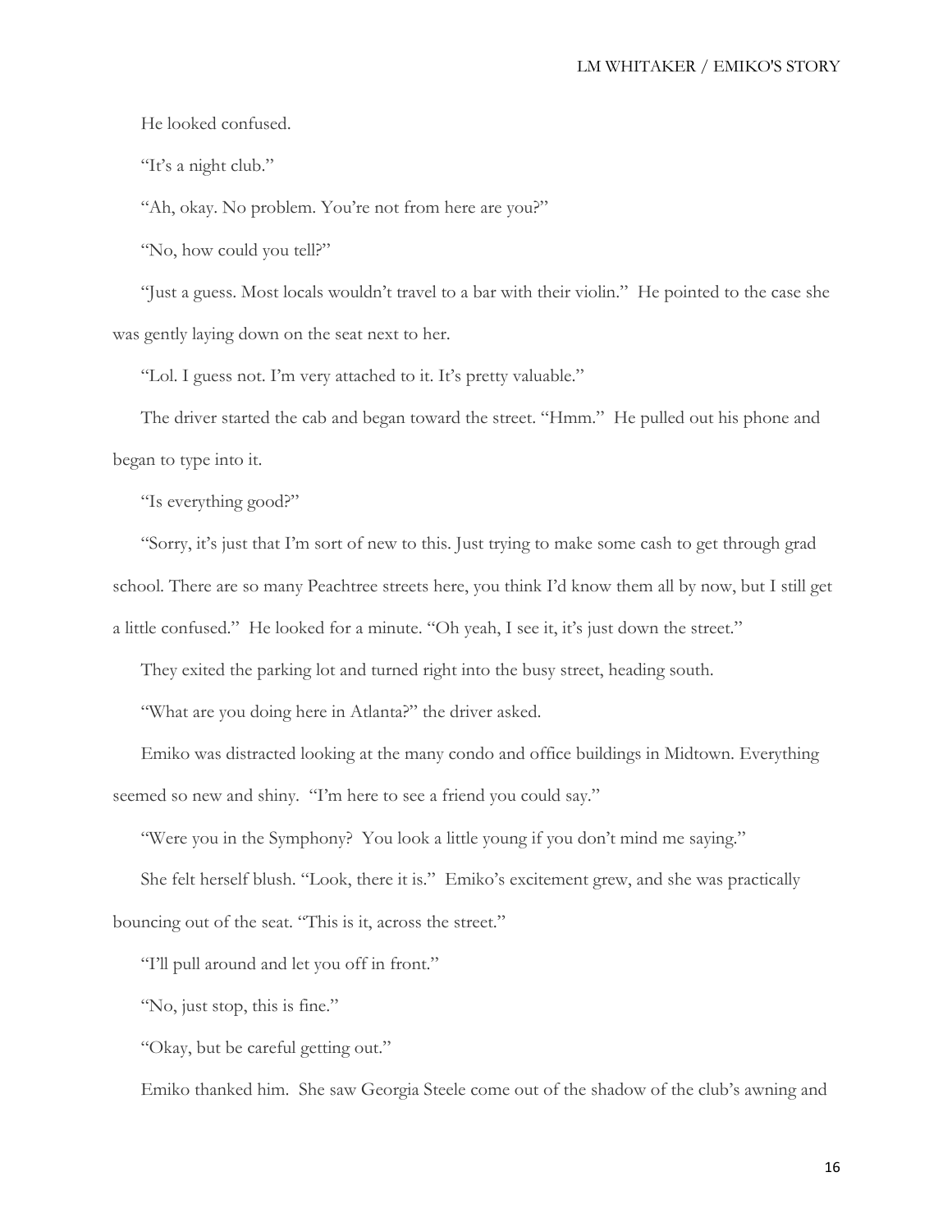He looked confused.

"It's a night club."

"Ah, okay. No problem. You're not from here are you?"

"No, how could you tell?"

"Just a guess. Most locals wouldn't travel to a bar with their violin." He pointed to the case she was gently laying down on the seat next to her.

"Lol. I guess not. I'm very attached to it. It's pretty valuable."

The driver started the cab and began toward the street. "Hmm." He pulled out his phone and began to type into it.

"Is everything good?"

"Sorry, it's just that I'm sort of new to this. Just trying to make some cash to get through grad school. There are so many Peachtree streets here, you think I'd know them all by now, but I still get a little confused." He looked for a minute. "Oh yeah, I see it, it's just down the street."

They exited the parking lot and turned right into the busy street, heading south.

"What are you doing here in Atlanta?" the driver asked.

Emiko was distracted looking at the many condo and office buildings in Midtown. Everything seemed so new and shiny. "I'm here to see a friend you could say."

"Were you in the Symphony? You look a little young if you don't mind me saying."

She felt herself blush. "Look, there it is." Emiko's excitement grew, and she was practically bouncing out of the seat. "This is it, across the street."

"I'll pull around and let you off in front."

"No, just stop, this is fine."

"Okay, but be careful getting out."

Emiko thanked him. She saw Georgia Steele come out of the shadow of the club's awning and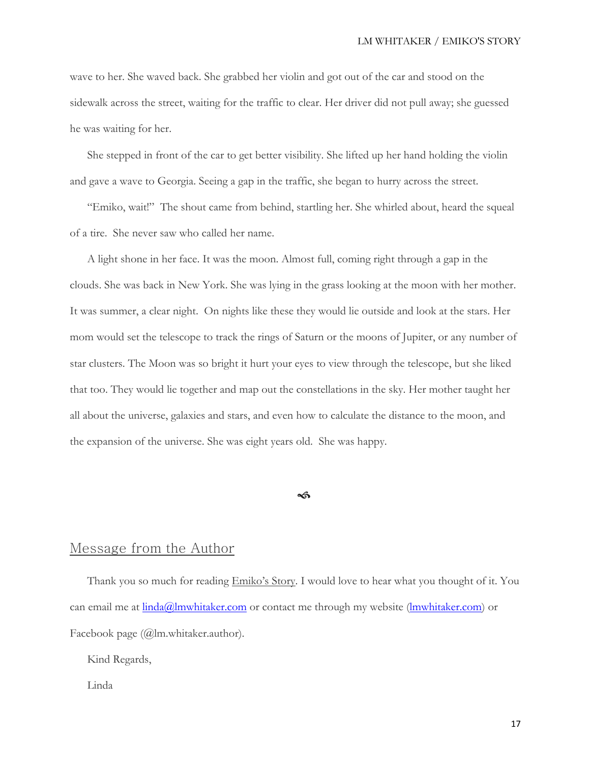wave to her. She waved back. She grabbed her violin and got out of the car and stood on the sidewalk across the street, waiting for the traffic to clear. Her driver did not pull away; she guessed he was waiting for her.

She stepped in front of the car to get better visibility. She lifted up her hand holding the violin and gave a wave to Georgia. Seeing a gap in the traffic, she began to hurry across the street.

"Emiko, wait!" The shout came from behind, startling her. She whirled about, heard the squeal of a tire. She never saw who called her name.

A light shone in her face. It was the moon. Almost full, coming right through a gap in the clouds. She was back in New York. She was lying in the grass looking at the moon with her mother. It was summer, a clear night. On nights like these they would lie outside and look at the stars. Her mom would set the telescope to track the rings of Saturn or the moons of Jupiter, or any number of star clusters. The Moon was so bright it hurt your eyes to view through the telescope, but she liked that too. They would lie together and map out the constellations in the sky. Her mother taught her all about the universe, galaxies and stars, and even how to calculate the distance to the moon, and the expansion of the universe. She was eight years old. She was happy.

## Message from the Author

Thank you so much for reading Emiko's Story. I would love to hear what you thought of it. You can email me at linda@lmwhitaker.com or contact me through my website (lmwhitaker.com) or Facebook page (@lm.whitaker.author).

Kind Regards,

Linda